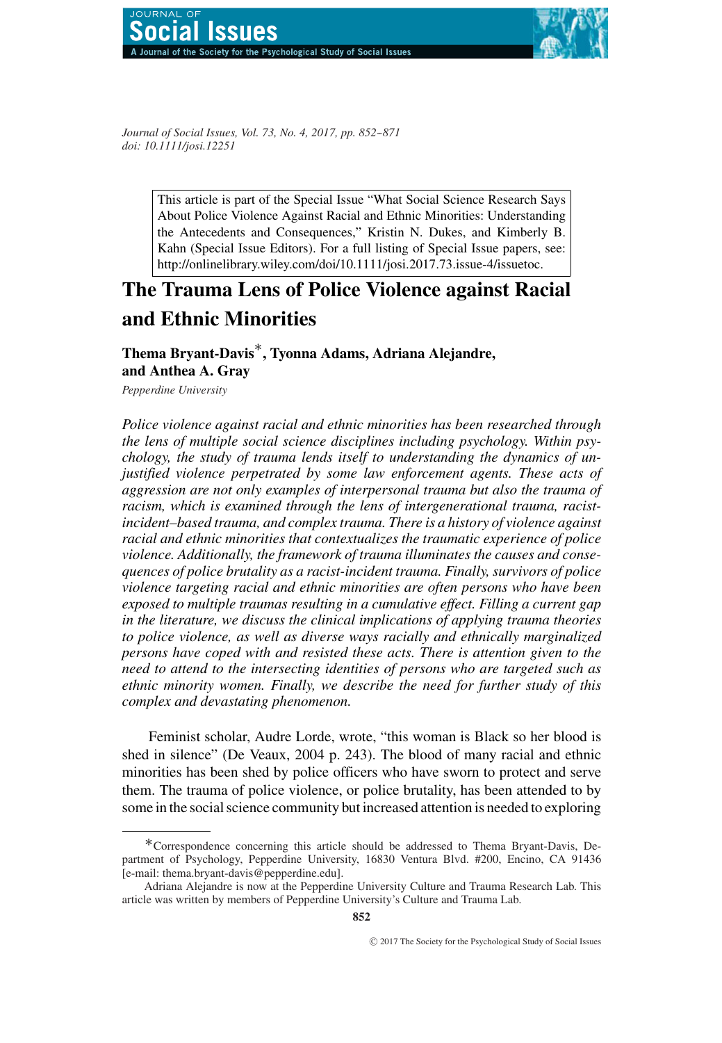This article is part of the Special Issue "What Social Science Research Says About Police Violence Against Racial and Ethnic Minorities: Understanding the Antecedents and Consequences," Kristin N. Dukes, and Kimberly B. Kahn (Special Issue Editors). For a full listing of Special Issue papers, see: http://onlinelibrary.wiley.com/doi/10.1111/josi.2017.73.issue-4/issuetoc.

# The Trauma Lens of Police Violence against Racial and Ethnic Minorities

**Thema Bryant-Davis***, **Tyonna Adams, Adriana Alejandre, and Anthea A. Gray**

*Pepperdine University*

*Police violence against racial and ethnic minorities has been researched through the lens of multiple social science disciplines including psychology. Within psychology, the study of trauma lends itself to understanding the dynamics of unjustified violence perpetrated by some law enforcement agents. These acts of aggression are not only examples of interpersonal trauma but also the trauma of racism, which is examined through the lens of intergenerational trauma, racist-incident–based trauma, and complex trauma. There is a history of violence against racial and ethnic minorities that contextualizes the traumatic experience of police violence. Additionally, the framework of trauma illuminates the causes and consequences of police brutality as a racist-incident trauma. Finally, survivors of police violence targeting racial and ethnic minorities are often persons who have been exposed to multiple traumas resulting in a cumulative effect. Filling a current gap in the literature, we discuss the clinical implications of applying trauma theories to police violence, as well as diverse ways racially and ethnically marginalized persons have coped with and resisted these acts. There is attention given to the need to attend to the intersecting identities of persons who are targeted such as ethnic minority women. Finally, we describe the need for further study of this complex and devastating phenomenon.*

Feminist scholar, Audre Lorde, wrote, "this woman is Black so her blood is shed in silence" (De Veaux, 2004 p. 243). The blood of many racial and ethnic minorities has been shed by police officers who have sworn to protect and serve them. The trauma of police violence, or police brutality, has been attended to by some in the social science community but increased attention is needed to exploring

*Correspondence concerning this article should be addressed to Thema Bryant-Davis, Department of Psychology, Pepperdine University, 16830 Ventura Blvd. #200, Encino, CA 91436 [e-mail: thema.bryant-davis@pepperdine.edu].

Adriana Alejandre is now at the Pepperdine University Culture and Trauma Research Lab. This article was written by members of Pepperdine University's Culture and Trauma Lab.

© 2017 The Society for the Psychological Study of Social Issues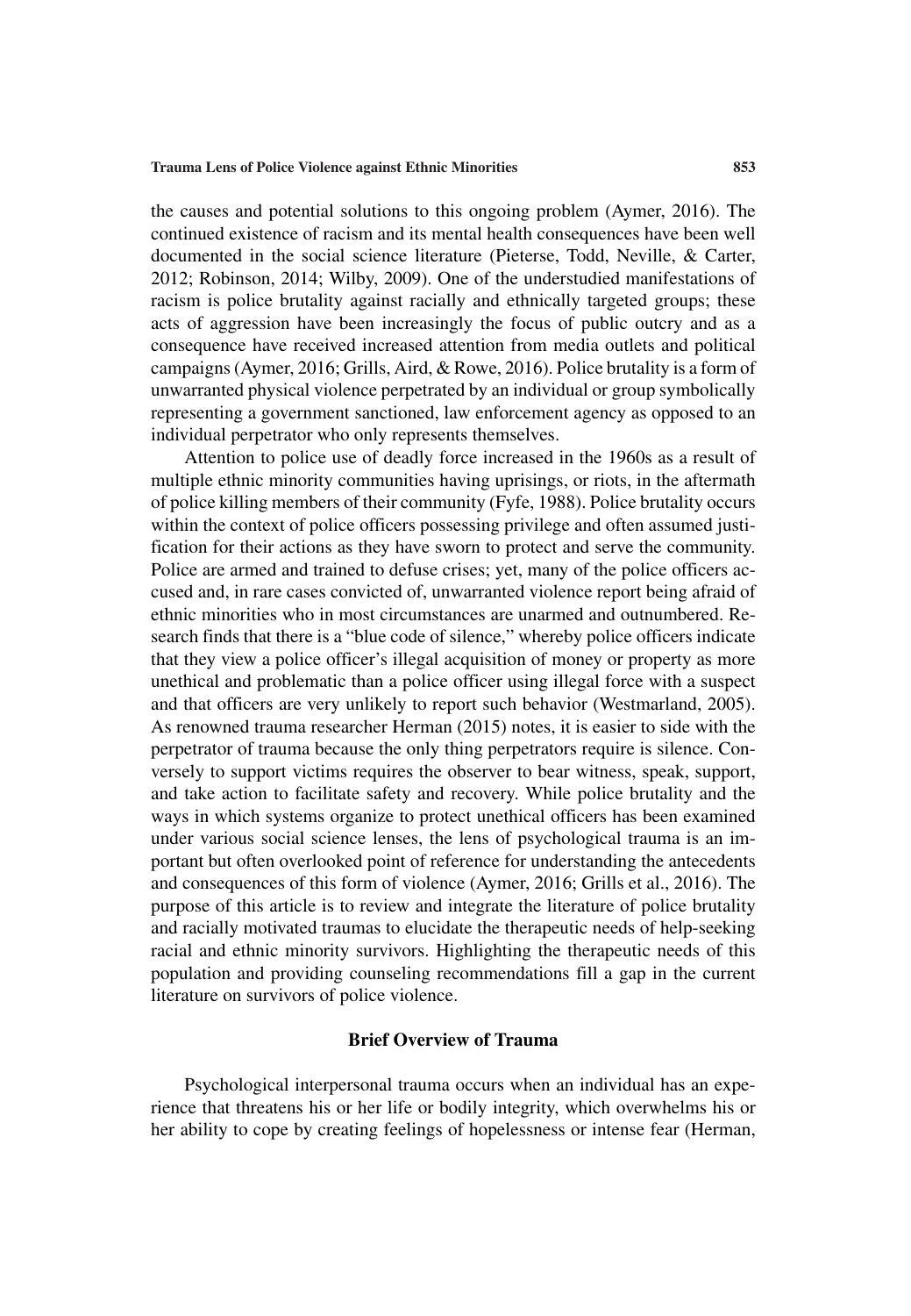the causes and potential solutions to this ongoing problem (Aymer, 2016). The continued existence of racism and its mental health consequences have been well documented in the social science literature (Pieterse, Todd, Neville, & Carter, 2012; Robinson, 2014; Wilby, 2009). One of the understudied manifestations of racism is police brutality against racially and ethnically targeted groups; these acts of aggression have been increasingly the focus of public outcry and as a consequence have received increased attention from media outlets and political campaigns (Aymer, 2016; Grills, Aird, & Rowe, 2016). Police brutality is a form of unwarranted physical violence perpetrated by an individual or group symbolically representing a government sanctioned, law enforcement agency as opposed to an individual perpetrator who only represents themselves.

Attention to police use of deadly force increased in the 1960s as a result of multiple ethnic minority communities having uprisings, or riots, in the aftermath of police killing members of their community (Fyfe, 1988). Police brutality occurs within the context of police officers possessing privilege and often assumed justification for their actions as they have sworn to protect and serve the community. Police are armed and trained to defuse crises; yet, many of the police officers accused and, in rare cases convicted of, unwarranted violence report being afraid of ethnic minorities who in most circumstances are unarmed and outnumbered. Research finds that there is a "blue code of silence," whereby police officers indicate that they view a police officer's illegal acquisition of money or property as more unethical and problematic than a police officer using illegal force with a suspect and that officers are very unlikely to report such behavior (Westmarland, 2005). As renowned trauma researcher Herman (2015) notes, it is easier to side with the perpetrator of trauma because the only thing perpetrators require is silence. Conversely to support victims requires the observer to bear witness, speak, support, and take action to facilitate safety and recovery. While police brutality and the ways in which systems organize to protect unethical officers has been examined under various social science lenses, the lens of psychological trauma is an important but often overlooked point of reference for understanding the antecedents and consequences of this form of violence (Aymer, 2016; Grills et al., 2016). The purpose of this article is to review and integrate the literature of police brutality and racially motivated traumas to elucidate the therapeutic needs of help-seeking racial and ethnic minority survivors. Highlighting the therapeutic needs of this population and providing counseling recommendations fill a gap in the current literature on survivors of police violence.

## Brief Overview of Trauma

Psychological interpersonal trauma occurs when an individual has an experience that threatens his or her life or bodily integrity, which overwhelms his or her ability to cope by creating feelings of hopelessness or intense fear (Herman,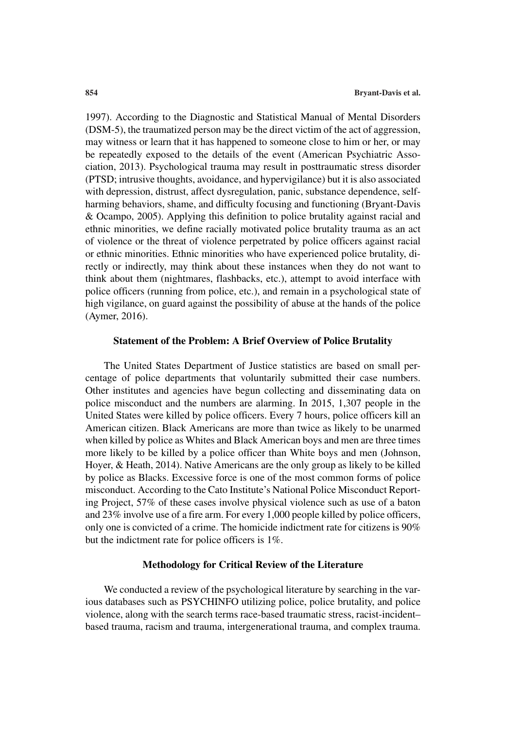1997). According to the Diagnostic and Statistical Manual of Mental Disorders (DSM-5), the traumatized person may be the direct victim of the act of aggression, may witness or learn that it has happened to someone close to him or her, or may be repeatedly exposed to the details of the event (American Psychiatric Association, 2013). Psychological trauma may result in posttraumatic stress disorder (PTSD; intrusive thoughts, avoidance, and hypervigilance) but it is also associated with depression, distrust, affect dysregulation, panic, substance dependence, self-harming behaviors, shame, and difficulty focusing and functioning (Bryant-Davis & Ocampo, 2005). Applying this definition to police brutality against racial and ethnic minorities, we define racially motivated police brutality trauma as an act of violence or the threat of violence perpetrated by police officers against racial or ethnic minorities. Ethnic minorities who have experienced police brutality, directly or indirectly, may think about these instances when they do not want to think about them (nightmares, flashbacks, etc.), attempt to avoid interface with police officers (running from police, etc.), and remain in a psychological state of high vigilance, on guard against the possibility of abuse at the hands of the police (Aymer, 2016).

## Statement of the Problem: A Brief Overview of Police Brutality

The United States Department of Justice statistics are based on small percentage of police departments that voluntarily submitted their case numbers. Other institutes and agencies have begun collecting and disseminating data on police misconduct and the numbers are alarming. In 2015, 1,307 people in the United States were killed by police officers. Every 7 hours, police officers kill an American citizen. Black Americans are more than twice as likely to be unarmed when killed by police as Whites and Black American boys and men are three times more likely to be killed by a police officer than White boys and men (Johnson, Hoyer, & Heath, 2014). Native Americans are the only group as likely to be killed by police as Blacks. Excessive force is one of the most common forms of police misconduct. According to the Cato Institute's National Police Misconduct Reporting Project, 57% of these cases involve physical violence such as use of a baton and 23% involve use of a fire arm. For every 1,000 people killed by police officers, only one is convicted of a crime. The homicide indictment rate for citizens is 90% but the indictment rate for police officers is 1%.

## Methodology for Critical Review of the Literature

We conducted a review of the psychological literature by searching in the various databases such as PSYCHINFO utilizing police, police brutality, and police violence, along with the search terms race-based traumatic stress, racist-incident–based trauma, racism and trauma, intergenerational trauma, and complex trauma.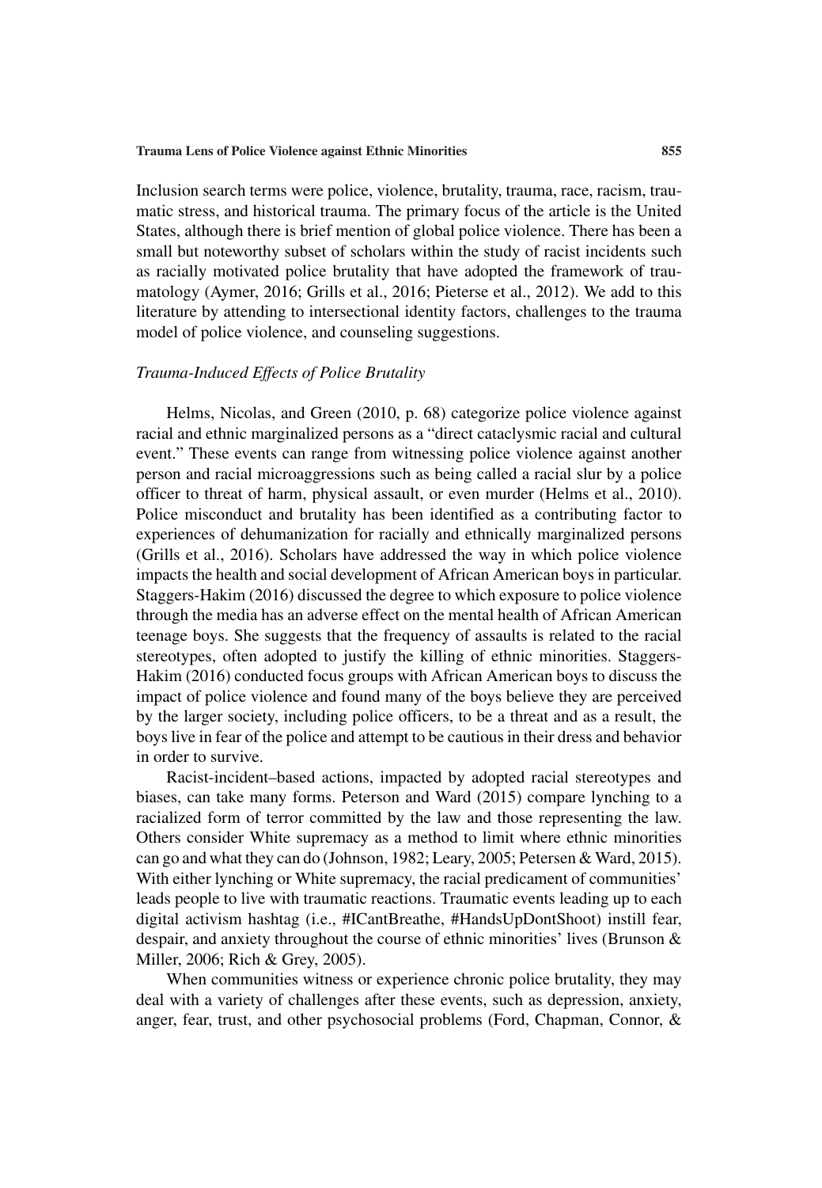Inclusion search terms were police, violence, brutality, trauma, race, racism, traumatic stress, and historical trauma. The primary focus of the article is the United States, although there is brief mention of global police violence. There has been a small but noteworthy subset of scholars within the study of racist incidents such as racially motivated police brutality that have adopted the framework of traumatology (Aymer, 2016; Grills et al., 2016; Pieterse et al., 2012). We add to this literature by attending to intersectional identity factors, challenges to the trauma model of police violence, and counseling suggestions.

### *Trauma-Induced Effects of Police Brutality*

Helms, Nicolas, and Green (2010, p. 68) categorize police violence against racial and ethnic marginalized persons as a "direct cataclysmic racial and cultural event." These events can range from witnessing police violence against another person and racial microaggressions such as being called a racial slur by a police officer to threat of harm, physical assault, or even murder (Helms et al., 2010). Police misconduct and brutality has been identified as a contributing factor to experiences of dehumanization for racially and ethnically marginalized persons (Grills et al., 2016). Scholars have addressed the way in which police violence impacts the health and social development of African American boys in particular. Staggers-Hakim (2016) discussed the degree to which exposure to police violence through the media has an adverse effect on the mental health of African American teenage boys. She suggests that the frequency of assaults is related to the racial stereotypes, often adopted to justify the killing of ethnic minorities. Staggers-Hakim (2016) conducted focus groups with African American boys to discuss the impact of police violence and found many of the boys believe they are perceived by the larger society, including police officers, to be a threat and as a result, the boys live in fear of the police and attempt to be cautious in their dress and behavior in order to survive.

Racist-incident–based actions, impacted by adopted racial stereotypes and biases, can take many forms. Peterson and Ward (2015) compare lynching to a racialized form of terror committed by the law and those representing the law. Others consider White supremacy as a method to limit where ethnic minorities can go and what they can do (Johnson, 1982; Leary, 2005; Petersen & Ward, 2015). With either lynching or White supremacy, the racial predicament of communities' leads people to live with traumatic reactions. Traumatic events leading up to each digital activism hashtag (i.e., #ICantBreathe, #HandsUpDontShoot) instill fear, despair, and anxiety throughout the course of ethnic minorities' lives (Brunson & Miller, 2006; Rich & Grey, 2005).

When communities witness or experience chronic police brutality, they may deal with a variety of challenges after these events, such as depression, anxiety, anger, fear, trust, and other psychosocial problems (Ford, Chapman, Connor, &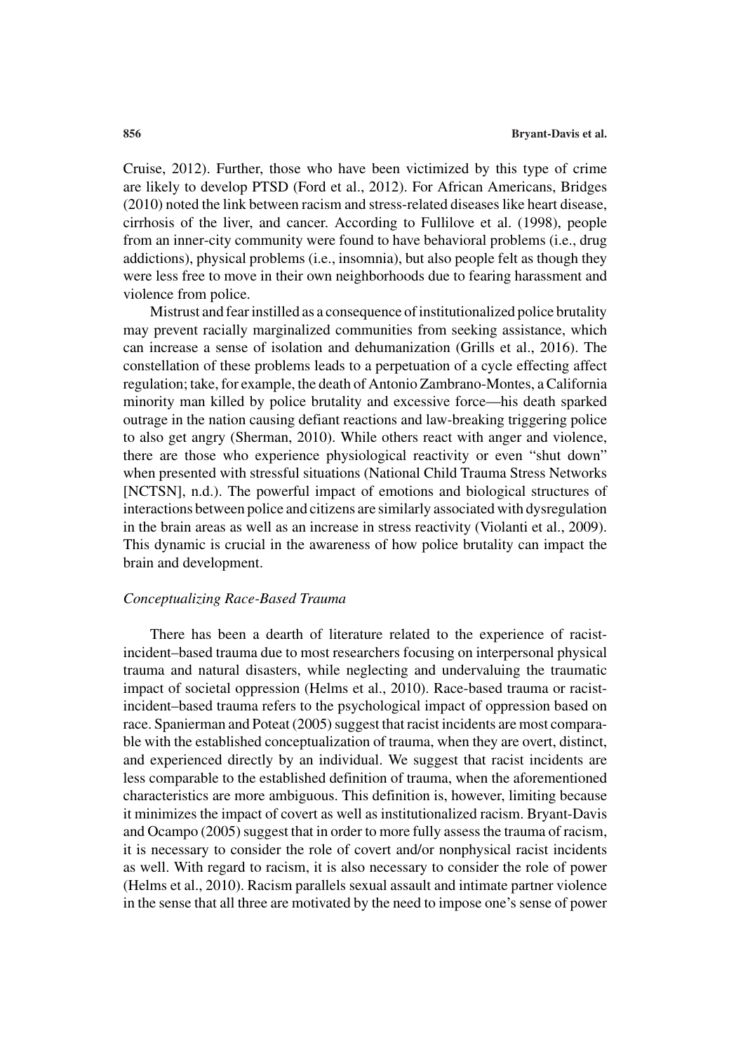Cruise, 2012). Further, those who have been victimized by this type of crime are likely to develop PTSD (Ford et al., 2012). For African Americans, Bridges (2010) noted the link between racism and stress-related diseases like heart disease, cirrhosis of the liver, and cancer. According to Fullilove et al. (1998), people from an inner-city community were found to have behavioral problems (i.e., drug addictions), physical problems (i.e., insomnia), but also people felt as though they were less free to move in their own neighborhoods due to fearing harassment and violence from police.

Mistrust and fear instilled as a consequence of institutionalized police brutality may prevent racially marginalized communities from seeking assistance, which can increase a sense of isolation and dehumanization (Grills et al., 2016). The constellation of these problems leads to a perpetuation of a cycle effecting affect regulation; take, for example, the death of Antonio Zambrano-Montes, a California minority man killed by police brutality and excessive force—his death sparked outrage in the nation causing defiant reactions and law-breaking triggering police to also get angry (Sherman, 2010). While others react with anger and violence, there are those who experience physiological reactivity or even "shut down" when presented with stressful situations (National Child Trauma Stress Networks [NCTSN], n.d.). The powerful impact of emotions and biological structures of interactions between police and citizens are similarly associated with dysregulation in the brain areas as well as an increase in stress reactivity (Violanti et al., 2009). This dynamic is crucial in the awareness of how police brutality can impact the brain and development.

### *Conceptualizing Race-Based Trauma*

There has been a dearth of literature related to the experience of racist-incident–based trauma due to most researchers focusing on interpersonal physical trauma and natural disasters, while neglecting and undervaluing the traumatic impact of societal oppression (Helms et al., 2010). Race-based trauma or racist-incident–based trauma refers to the psychological impact of oppression based on race. Spanierman and Poteat (2005) suggest that racist incidents are most comparable with the established conceptualization of trauma, when they are overt, distinct, and experienced directly by an individual. We suggest that racist incidents are less comparable to the established definition of trauma, when the aforementioned characteristics are more ambiguous. This definition is, however, limiting because it minimizes the impact of covert as well as institutionalized racism. Bryant-Davis and Ocampo (2005) suggest that in order to more fully assess the trauma of racism, it is necessary to consider the role of covert and/or nonphysical racist incidents as well. With regard to racism, it is also necessary to consider the role of power (Helms et al., 2010). Racism parallels sexual assault and intimate partner violence in the sense that all three are motivated by the need to impose one's sense of power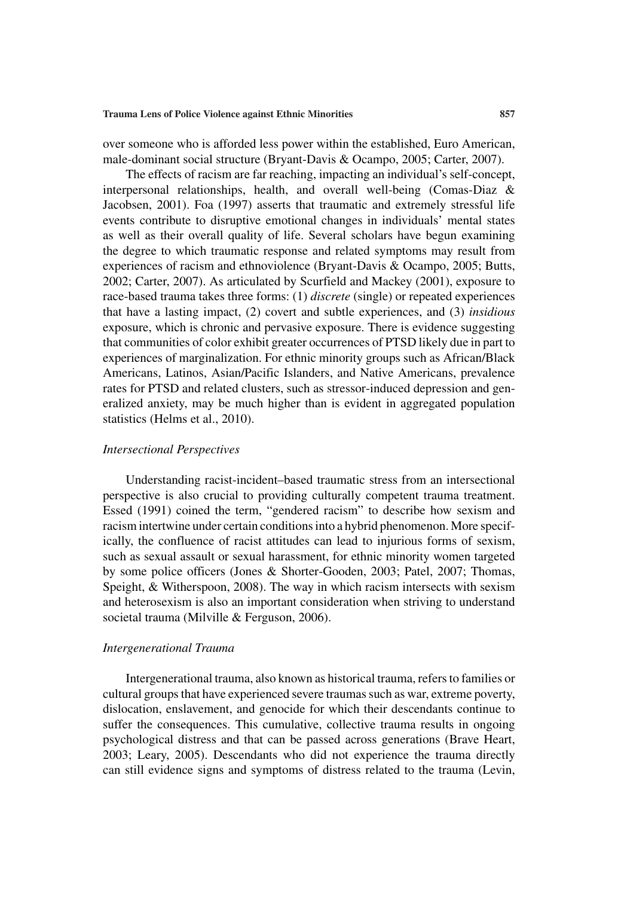over someone who is afforded less power within the established, Euro American, male-dominant social structure (Bryant-Davis & Ocampo, 2005; Carter, 2007).

The effects of racism are far reaching, impacting an individual's self-concept, interpersonal relationships, health, and overall well-being (Comas-Diaz & Jacobsen, 2001). Foa (1997) asserts that traumatic and extremely stressful life events contribute to disruptive emotional changes in individuals' mental states as well as their overall quality of life. Several scholars have begun examining the degree to which traumatic response and related symptoms may result from experiences of racism and ethnoviolence (Bryant-Davis & Ocampo, 2005; Butts, 2002; Carter, 2007). As articulated by Scurfield and Mackey (2001), exposure to race-based trauma takes three forms: (1) *discrete* (single) or repeated experiences that have a lasting impact, (2) covert and subtle experiences, and (3) *insidious* exposure, which is chronic and pervasive exposure. There is evidence suggesting that communities of color exhibit greater occurrences of PTSD likely due in part to experiences of marginalization. For ethnic minority groups such as African/Black Americans, Latinos, Asian/Pacific Islanders, and Native Americans, prevalence rates for PTSD and related clusters, such as stressor-induced depression and generalized anxiety, may be much higher than is evident in aggregated population statistics (Helms et al., 2010).

### *Intersectional Perspectives*

Understanding racist-incident–based traumatic stress from an intersectional perspective is also crucial to providing culturally competent trauma treatment. Essed (1991) coined the term, "gendered racism" to describe how sexism and racism intertwine under certain conditions into a hybrid phenomenon. More specifically, the confluence of racist attitudes can lead to injurious forms of sexism, such as sexual assault or sexual harassment, for ethnic minority women targeted by some police officers (Jones & Shorter-Gooden, 2003; Patel, 2007; Thomas, Speight, & Witherspoon, 2008). The way in which racism intersects with sexism and heterosexism is also an important consideration when striving to understand societal trauma (Milville & Ferguson, 2006).

### *Intergenerational Trauma*

Intergenerational trauma, also known as historical trauma, refers to families or cultural groups that have experienced severe traumas such as war, extreme poverty, dislocation, enslavement, and genocide for which their descendants continue to suffer the consequences. This cumulative, collective trauma results in ongoing psychological distress and that can be passed across generations (Brave Heart, 2003; Leary, 2005). Descendants who did not experience the trauma directly can still evidence signs and symptoms of distress related to the trauma (Levin,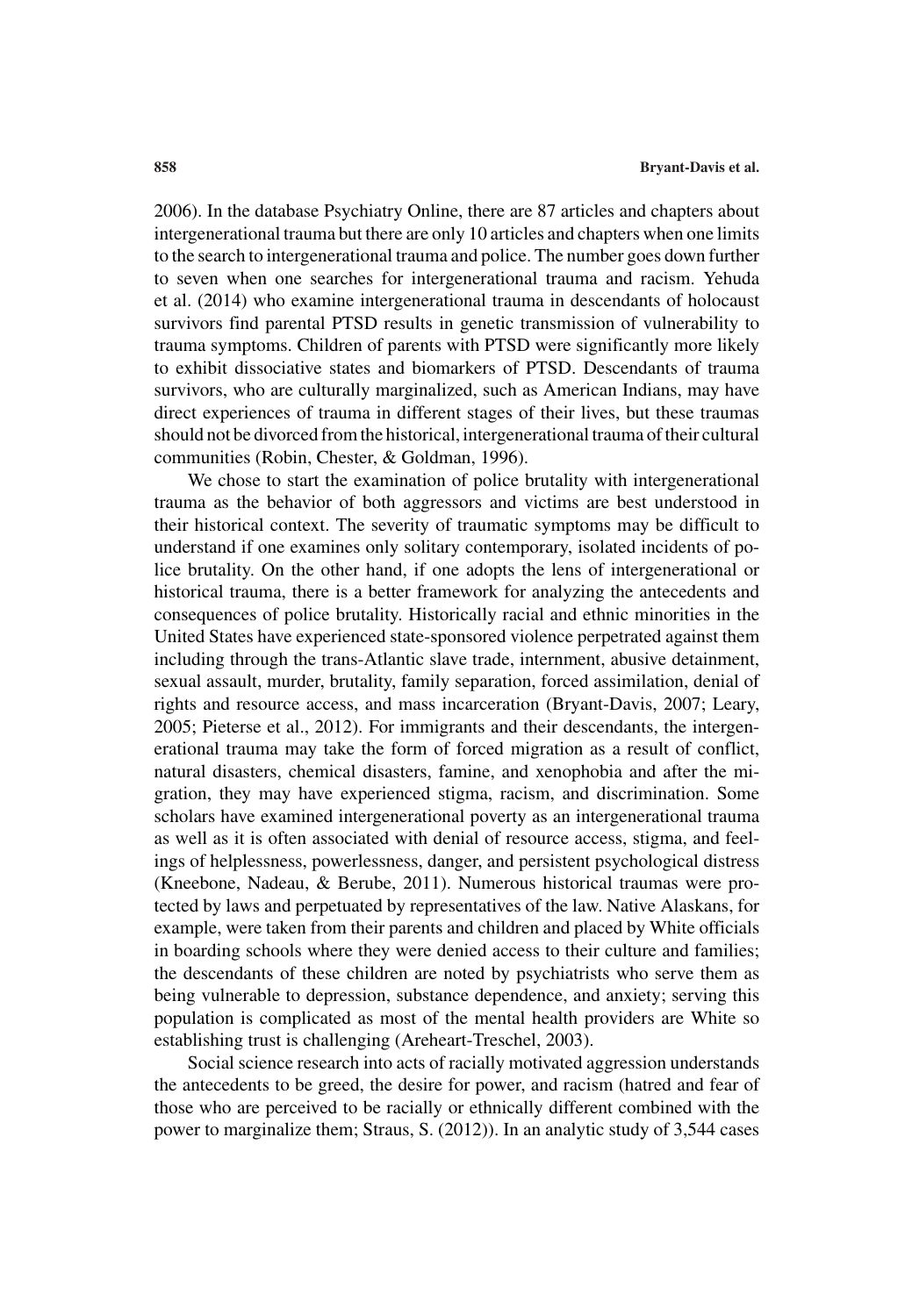2006). In the database Psychiatry Online, there are 87 articles and chapters about intergenerational trauma but there are only 10 articles and chapters when one limits to the search to intergenerational trauma and police. The number goes down further to seven when one searches for intergenerational trauma and racism. Yehuda et al. (2014) who examine intergenerational trauma in descendants of holocaust survivors find parental PTSD results in genetic transmission of vulnerability to trauma symptoms. Children of parents with PTSD were significantly more likely to exhibit dissociative states and biomarkers of PTSD. Descendants of trauma survivors, who are culturally marginalized, such as American Indians, may have direct experiences of trauma in different stages of their lives, but these traumas should not be divorced from the historical, intergenerational trauma of their cultural communities (Robin, Chester, & Goldman, 1996).

We chose to start the examination of police brutality with intergenerational trauma as the behavior of both aggressors and victims are best understood in their historical context. The severity of traumatic symptoms may be difficult to understand if one examines only solitary contemporary, isolated incidents of police brutality. On the other hand, if one adopts the lens of intergenerational or historical trauma, there is a better framework for analyzing the antecedents and consequences of police brutality. Historically racial and ethnic minorities in the United States have experienced state-sponsored violence perpetrated against them including through the trans-Atlantic slave trade, internment, abusive detainment, sexual assault, murder, brutality, family separation, forced assimilation, denial of rights and resource access, and mass incarceration (Bryant-Davis, 2007; Leary, 2005; Pieterse et al., 2012). For immigrants and their descendants, the intergenerational trauma may take the form of forced migration as a result of conflict, natural disasters, chemical disasters, famine, and xenophobia and after the migration, they may have experienced stigma, racism, and discrimination. Some scholars have examined intergenerational poverty as an intergenerational trauma as well as it is often associated with denial of resource access, stigma, and feelings of helplessness, powerlessness, danger, and persistent psychological distress (Kneebone, Nadeau, & Berube, 2011). Numerous historical traumas were protected by laws and perpetuated by representatives of the law. Native Alaskans, for example, were taken from their parents and children and placed by White officials in boarding schools where they were denied access to their culture and families; the descendants of these children are noted by psychiatrists who serve them as being vulnerable to depression, substance dependence, and anxiety; serving this population is complicated as most of the mental health providers are White so establishing trust is challenging (Areheart-Treschel, 2003).

Social science research into acts of racially motivated aggression understands the antecedents to be greed, the desire for power, and racism (hatred and fear of those who are perceived to be racially or ethnically different combined with the power to marginalize them; Straus, S. (2012)). In an analytic study of 3,544 cases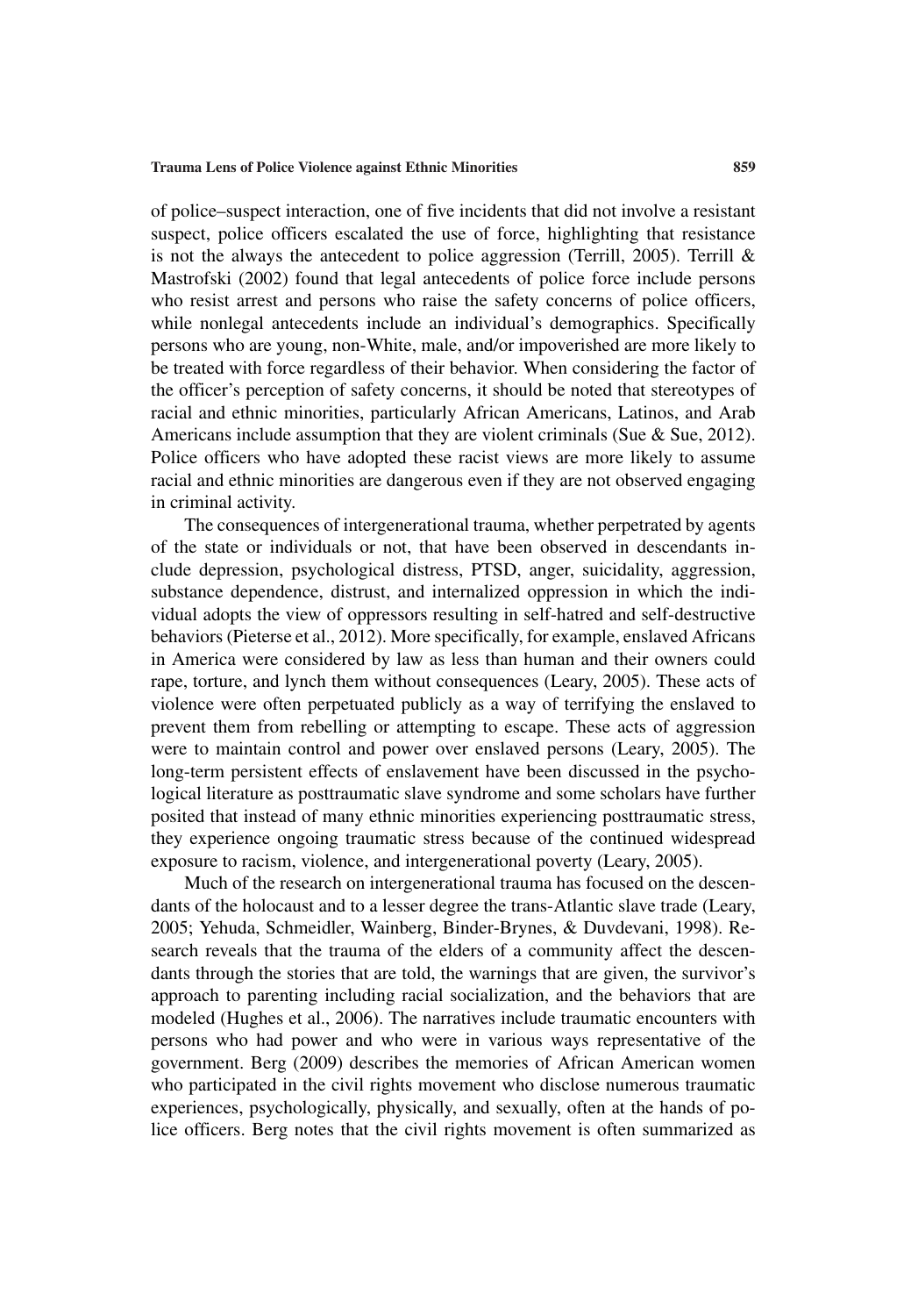of police–suspect interaction, one of five incidents that did not involve a resistant suspect, police officers escalated the use of force, highlighting that resistance is not the always the antecedent to police aggression (Terrill, 2005). Terrill & Mastrofski (2002) found that legal antecedents of police force include persons who resist arrest and persons who raise the safety concerns of police officers, while nonlegal antecedents include an individual's demographics. Specifically persons who are young, non-White, male, and/or impoverished are more likely to be treated with force regardless of their behavior. When considering the factor of the officer's perception of safety concerns, it should be noted that stereotypes of racial and ethnic minorities, particularly African Americans, Latinos, and Arab Americans include assumption that they are violent criminals (Sue & Sue, 2012). Police officers who have adopted these racist views are more likely to assume racial and ethnic minorities are dangerous even if they are not observed engaging in criminal activity.

The consequences of intergenerational trauma, whether perpetrated by agents of the state or individuals or not, that have been observed in descendants include depression, psychological distress, PTSD, anger, suicidality, aggression, substance dependence, distrust, and internalized oppression in which the individual adopts the view of oppressors resulting in self-hatred and self-destructive behaviors (Pieterse et al., 2012). More specifically, for example, enslaved Africans in America were considered by law as less than human and their owners could rape, torture, and lynch them without consequences (Leary, 2005). These acts of violence were often perpetuated publicly as a way of terrifying the enslaved to prevent them from rebelling or attempting to escape. These acts of aggression were to maintain control and power over enslaved persons (Leary, 2005). The long-term persistent effects of enslavement have been discussed in the psychological literature as posttraumatic slave syndrome and some scholars have further posited that instead of many ethnic minorities experiencing posttraumatic stress, they experience ongoing traumatic stress because of the continued widespread exposure to racism, violence, and intergenerational poverty (Leary, 2005).

Much of the research on intergenerational trauma has focused on the descendants of the holocaust and to a lesser degree the trans-Atlantic slave trade (Leary, 2005; Yehuda, Schmeidler, Wainberg, Binder-Brynes, & Duvdevani, 1998). Research reveals that the trauma of the elders of a community affect the descendants through the stories that are told, the warnings that are given, the survivor's approach to parenting including racial socialization, and the behaviors that are modeled (Hughes et al., 2006). The narratives include traumatic encounters with persons who had power and who were in various ways representative of the government. Berg (2009) describes the memories of African American women who participated in the civil rights movement who disclose numerous traumatic experiences, psychologically, physically, and sexually, often at the hands of police officers. Berg notes that the civil rights movement is often summarized as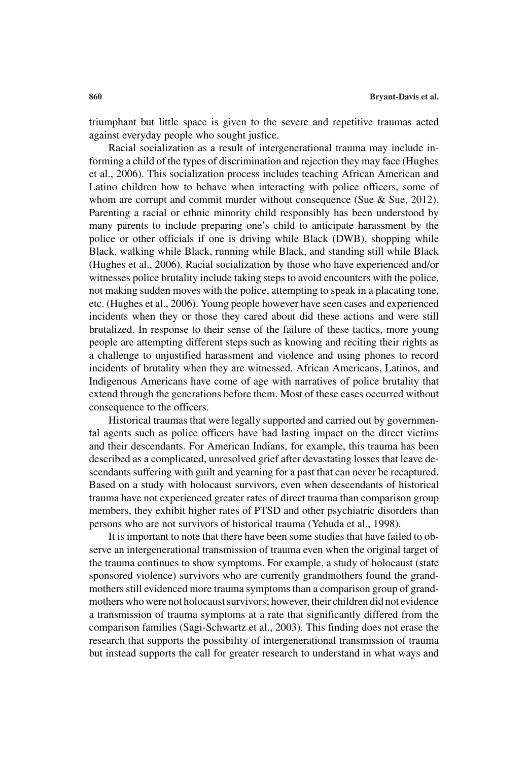triumphant but little space is given to the severe and repetitive traumas acted against everyday people who sought justice.

Racial socialization as a result of intergenerational trauma may include informing a child of the types of discrimination and rejection they may face (Hughes et al., 2006). This socialization process includes teaching African American and Latino children how to behave when interacting with police officers, some of whom are corrupt and commit murder without consequence (Sue & Sue, 2012). Parenting a racial or ethnic minority child responsibly has been understood by many parents to include preparing one's child to anticipate harassment by the police or other officials if one is driving while Black (DWB), shopping while Black, walking while Black, running while Black, and standing still while Black (Hughes et al., 2006). Racial socialization by those who have experienced and/or witnesses police brutality include taking steps to avoid encounters with the police, not making sudden moves with the police, attempting to speak in a placating tone, etc. (Hughes et al., 2006). Young people however have seen cases and experienced incidents when they or those they cared about did these actions and were still brutalized. In response to their sense of the failure of these tactics, more young people are attempting different steps such as knowing and reciting their rights as a challenge to unjustified harassment and violence and using phones to record incidents of brutality when they are witnessed. African Americans, Latinos, and Indigenous Americans have come of age with narratives of police brutality that extend through the generations before them. Most of these cases occurred without consequence to the officers.

Historical traumas that were legally supported and carried out by governmental agents such as police officers have had lasting impact on the direct victims and their descendants. For American Indians, for example, this trauma has been described as a complicated, unresolved grief after devastating losses that leave descendants suffering with guilt and yearning for a past that can never be recaptured. Based on a study with holocaust survivors, even when descendants of historical trauma have not experienced greater rates of direct trauma than comparison group members, they exhibit higher rates of PTSD and other psychiatric disorders than persons who are not survivors of historical trauma (Yehuda et al., 1998).

It is important to note that there have been some studies that have failed to observe an intergenerational transmission of trauma even when the original target of the trauma continues to show symptoms. For example, a study of holocaust (state sponsored violence) survivors who are currently grandmothers found the grandmothers still evidenced more trauma symptoms than a comparison group of grandmothers who were not holocaust survivors; however, their children did not evidence a transmission of trauma symptoms at a rate that significantly differed from the comparison families (Sagi-Schwartz et al., 2003). This finding does not erase the research that supports the possibility of intergenerational transmission of trauma but instead supports the call for greater research to understand in what ways and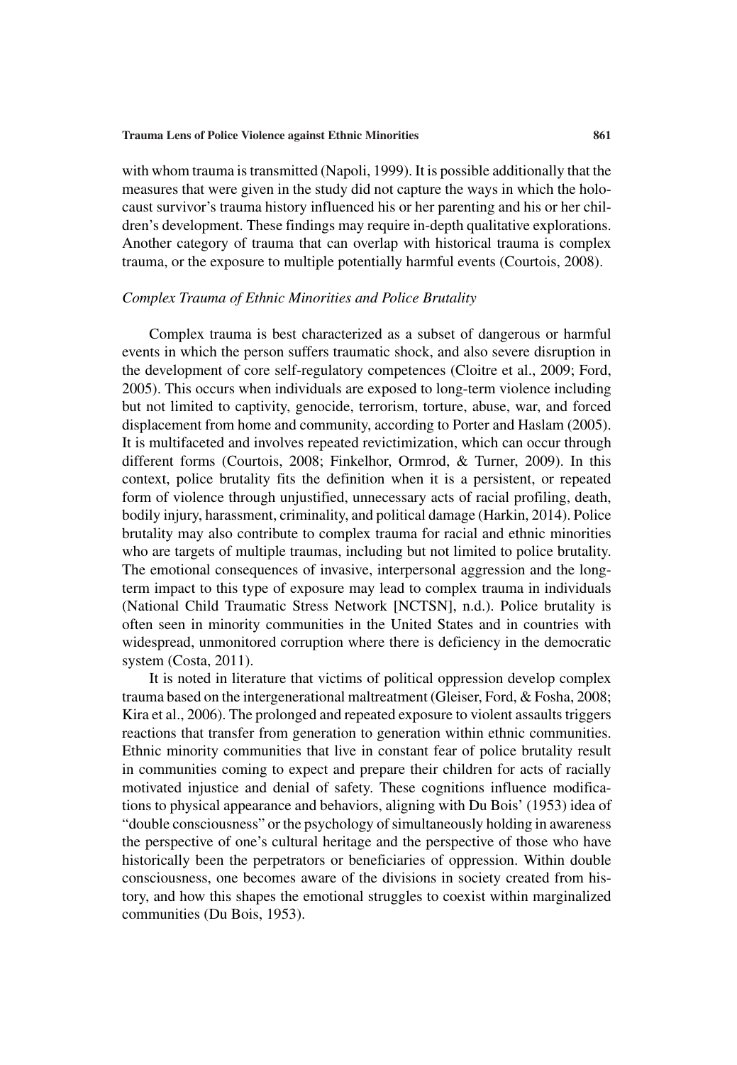with whom trauma is transmitted (Napoli, 1999). It is possible additionally that the measures that were given in the study did not capture the ways in which the holocaust survivor's trauma history influenced his or her parenting and his or her children's development. These findings may require in-depth qualitative explorations. Another category of trauma that can overlap with historical trauma is complex trauma, or the exposure to multiple potentially harmful events (Courtois, 2008).

### *Complex Trauma of Ethnic Minorities and Police Brutality*

Complex trauma is best characterized as a subset of dangerous or harmful events in which the person suffers traumatic shock, and also severe disruption in the development of core self-regulatory competences (Cloitre et al., 2009; Ford, 2005). This occurs when individuals are exposed to long-term violence including but not limited to captivity, genocide, terrorism, torture, abuse, war, and forced displacement from home and community, according to Porter and Haslam (2005). It is multifaceted and involves repeated revictimization, which can occur through different forms (Courtois, 2008; Finkelhor, Ormrod, & Turner, 2009). In this context, police brutality fits the definition when it is a persistent, or repeated form of violence through unjustified, unnecessary acts of racial profiling, death, bodily injury, harassment, criminality, and political damage (Harkin, 2014). Police brutality may also contribute to complex trauma for racial and ethnic minorities who are targets of multiple traumas, including but not limited to police brutality. The emotional consequences of invasive, interpersonal aggression and the long-term impact to this type of exposure may lead to complex trauma in individuals (National Child Traumatic Stress Network [NCTSN], n.d.). Police brutality is often seen in minority communities in the United States and in countries with widespread, unmonitored corruption where there is deficiency in the democratic system (Costa, 2011).

It is noted in literature that victims of political oppression develop complex trauma based on the intergenerational maltreatment (Gleiser, Ford, & Fosha, 2008; Kira et al., 2006). The prolonged and repeated exposure to violent assaults triggers reactions that transfer from generation to generation within ethnic communities. Ethnic minority communities that live in constant fear of police brutality result in communities coming to expect and prepare their children for acts of racially motivated injustice and denial of safety. These cognitions influence modifications to physical appearance and behaviors, aligning with Du Bois' (1953) idea of "double consciousness" or the psychology of simultaneously holding in awareness the perspective of one's cultural heritage and the perspective of those who have historically been the perpetrators or beneficiaries of oppression. Within double consciousness, one becomes aware of the divisions in society created from history, and how this shapes the emotional struggles to coexist within marginalized communities (Du Bois, 1953).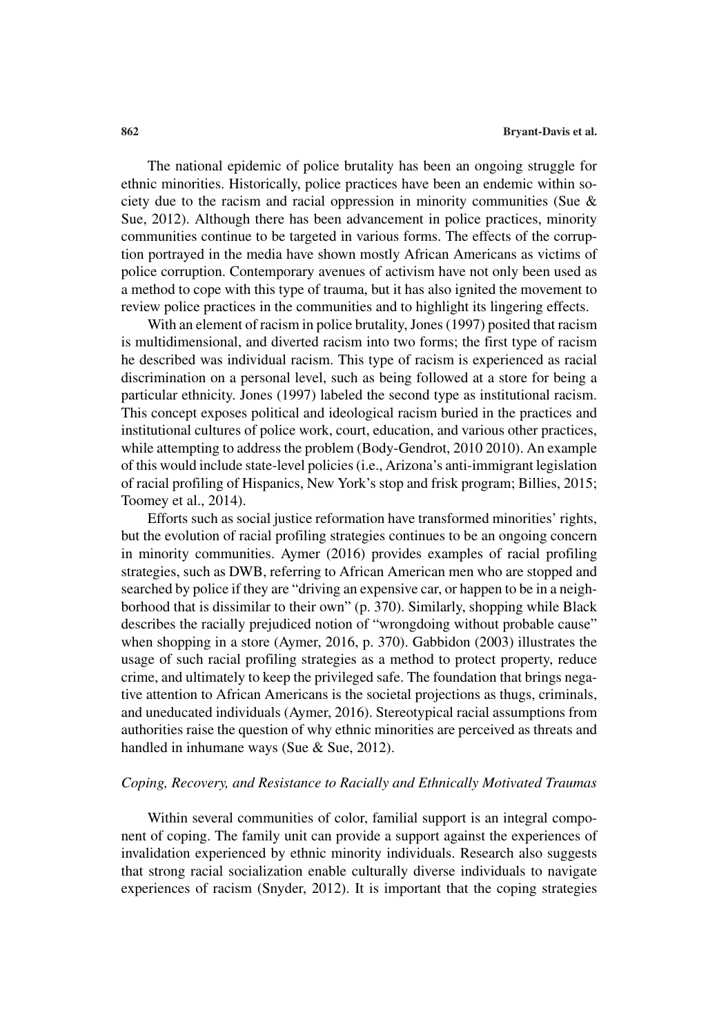The national epidemic of police brutality has been an ongoing struggle for ethnic minorities. Historically, police practices have been an endemic within society due to the racism and racial oppression in minority communities (Sue & Sue, 2012). Although there has been advancement in police practices, minority communities continue to be targeted in various forms. The effects of the corruption portrayed in the media have shown mostly African Americans as victims of police corruption. Contemporary avenues of activism have not only been used as a method to cope with this type of trauma, but it has also ignited the movement to review police practices in the communities and to highlight its lingering effects.

With an element of racism in police brutality, Jones (1997) posited that racism is multidimensional, and diverted racism into two forms; the first type of racism he described was individual racism. This type of racism is experienced as racial discrimination on a personal level, such as being followed at a store for being a particular ethnicity. Jones (1997) labeled the second type as institutional racism. This concept exposes political and ideological racism buried in the practices and institutional cultures of police work, court, education, and various other practices, while attempting to address the problem (Body-Gendrot, 2010 2010). An example of this would include state-level policies (i.e., Arizona's anti-immigrant legislation of racial profiling of Hispanics, New York's stop and frisk program; Billies, 2015; Toomey et al., 2014).

Efforts such as social justice reformation have transformed minorities' rights, but the evolution of racial profiling strategies continues to be an ongoing concern in minority communities. Aymer (2016) provides examples of racial profiling strategies, such as DWB, referring to African American men who are stopped and searched by police if they are "driving an expensive car, or happen to be in a neighborhood that is dissimilar to their own" (p. 370). Similarly, shopping while Black describes the racially prejudiced notion of "wrongdoing without probable cause" when shopping in a store (Aymer, 2016, p. 370). Gabbidon (2003) illustrates the usage of such racial profiling strategies as a method to protect property, reduce crime, and ultimately to keep the privileged safe. The foundation that brings negative attention to African Americans is the societal projections as thugs, criminals, and uneducated individuals (Aymer, 2016). Stereotypical racial assumptions from authorities raise the question of why ethnic minorities are perceived as threats and handled in inhumane ways (Sue & Sue, 2012).

### *Coping, Recovery, and Resistance to Racially and Ethnically Motivated Traumas*

Within several communities of color, familial support is an integral component of coping. The family unit can provide a support against the experiences of invalidation experienced by ethnic minority individuals. Research also suggests that strong racial socialization enable culturally diverse individuals to navigate experiences of racism (Snyder, 2012). It is important that the coping strategies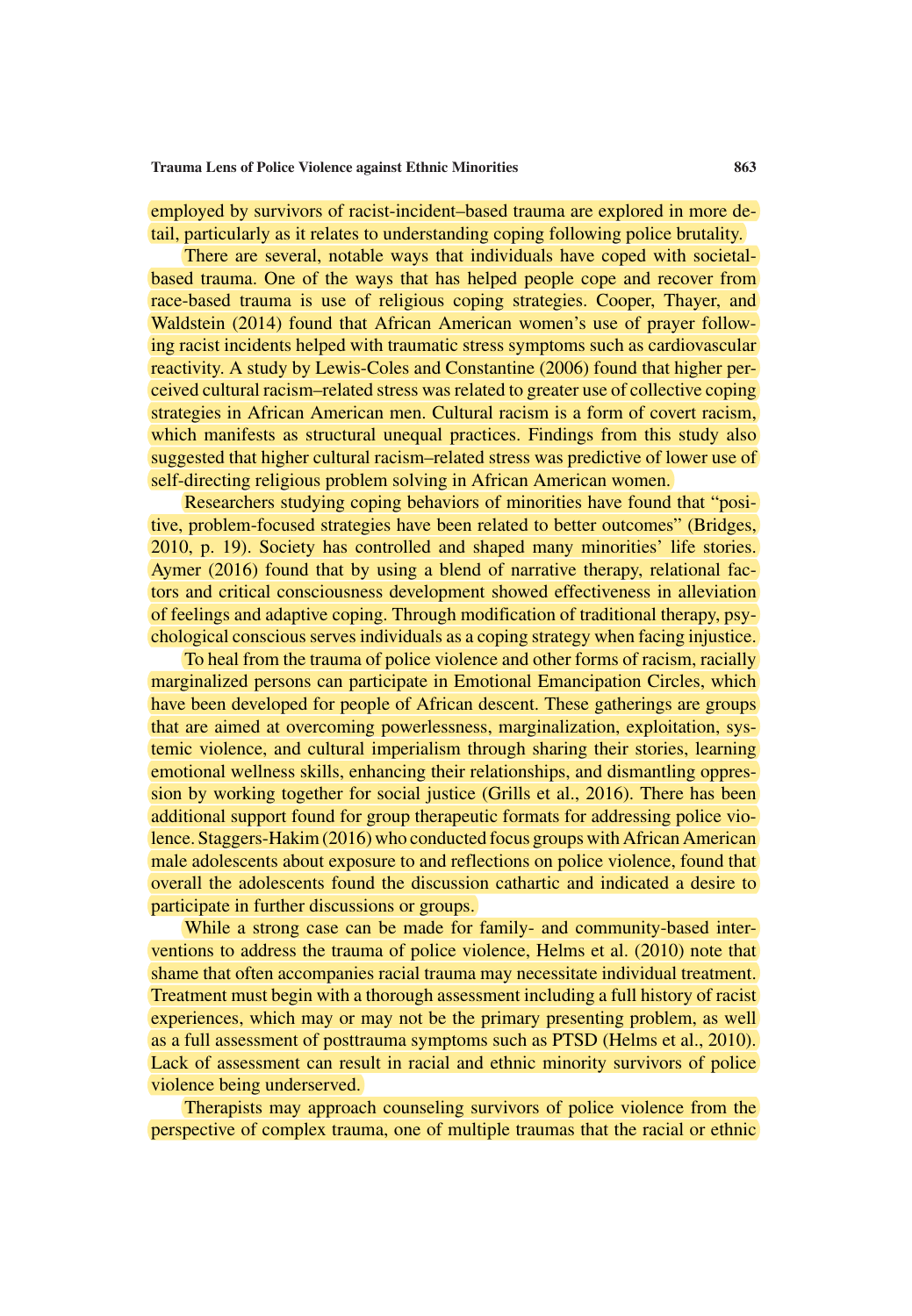employed by survivors of racist-incident–based trauma are explored in more detail, particularly as it relates to understanding coping following police brutality.

There are several, notable ways that individuals have coped with societal-based trauma. One of the ways that has helped people cope and recover from race-based trauma is use of religious coping strategies. Cooper, Thayer, and Waldstein (2014) found that African American women's use of prayer following racist incidents helped with traumatic stress symptoms such as cardiovascular reactivity. A study by Lewis-Coles and Constantine (2006) found that higher perceived cultural racism–related stress was related to greater use of collective coping strategies in African American men. Cultural racism is a form of covert racism, which manifests as structural unequal practices. Findings from this study also suggested that higher cultural racism–related stress was predictive of lower use of self-directing religious problem solving in African American women.

Researchers studying coping behaviors of minorities have found that "positive, problem-focused strategies have been related to better outcomes" (Bridges, 2010, p. 19). Society has controlled and shaped many minorities' life stories. Aymer (2016) found that by using a blend of narrative therapy, relational factors and critical consciousness development showed effectiveness in alleviation of feelings and adaptive coping. Through modification of traditional therapy, psychological conscious serves individuals as a coping strategy when facing injustice.

To heal from the trauma of police violence and other forms of racism, racially marginalized persons can participate in Emotional Emancipation Circles, which have been developed for people of African descent. These gatherings are groups that are aimed at overcoming powerlessness, marginalization, exploitation, systemic violence, and cultural imperialism through sharing their stories, learning emotional wellness skills, enhancing their relationships, and dismantling oppression by working together for social justice (Grills et al., 2016). There has been additional support found for group therapeutic formats for addressing police violence. Staggers-Hakim (2016) who conducted focus groups with African American male adolescents about exposure to and reflections on police violence, found that overall the adolescents found the discussion cathartic and indicated a desire to participate in further discussions or groups.

While a strong case can be made for family- and community-based interventions to address the trauma of police violence, Helms et al. (2010) note that shame that often accompanies racial trauma may necessitate individual treatment. Treatment must begin with a thorough assessment including a full history of racist experiences, which may or may not be the primary presenting problem, as well as a full assessment of posttrauma symptoms such as PTSD (Helms et al., 2010). Lack of assessment can result in racial and ethnic minority survivors of police violence being underserved.

Therapists may approach counseling survivors of police violence from the perspective of complex trauma, one of multiple traumas that the racial or ethnic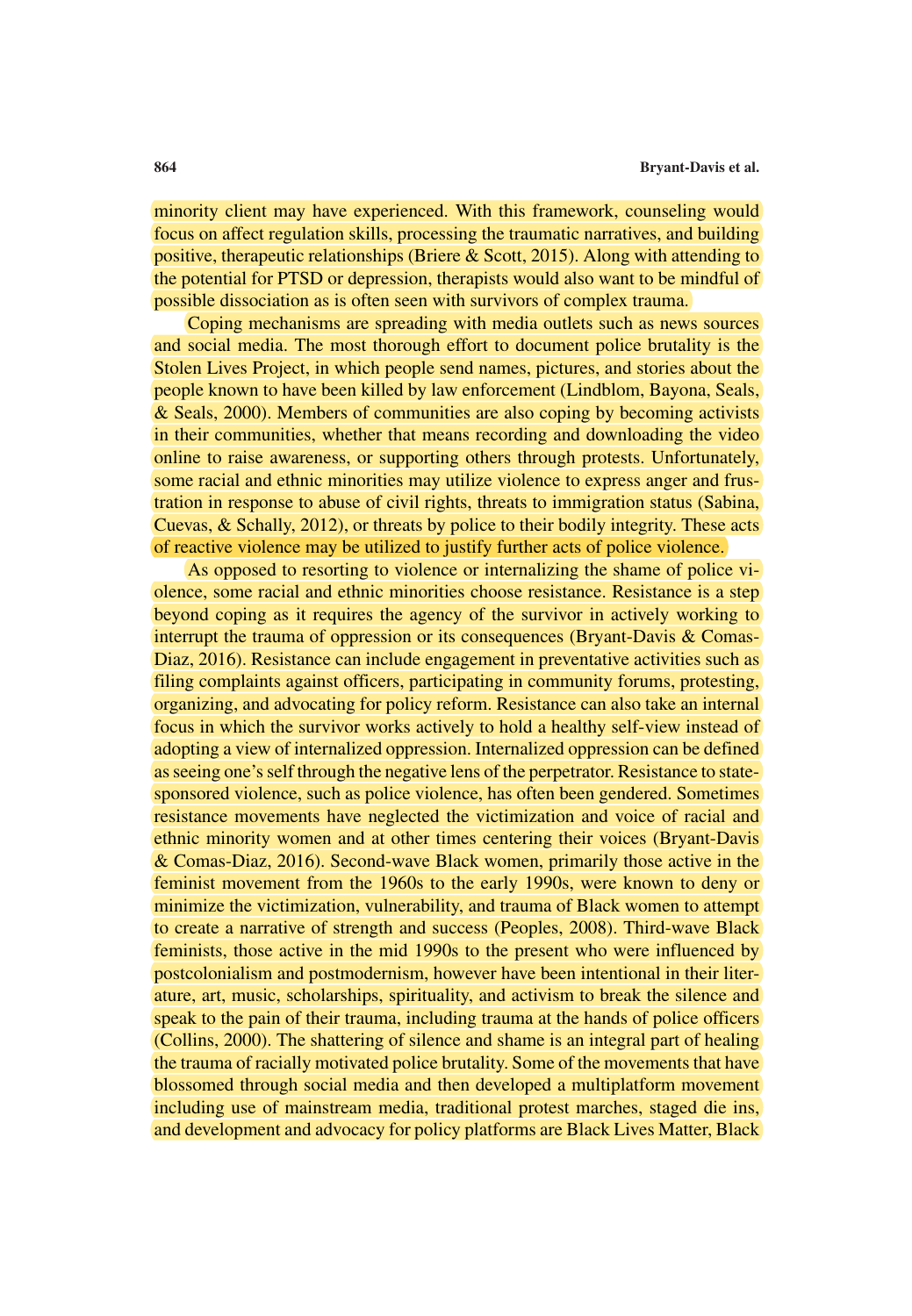minority client may have experienced. With this framework, counseling would focus on affect regulation skills, processing the traumatic narratives, and building positive, therapeutic relationships (Briere & Scott, 2015). Along with attending to the potential for PTSD or depression, therapists would also want to be mindful of possible dissociation as is often seen with survivors of complex trauma.

Coping mechanisms are spreading with media outlets such as news sources and social media. The most thorough effort to document police brutality is the Stolen Lives Project, in which people send names, pictures, and stories about the people known to have been killed by law enforcement (Lindblom, Bayona, Seals, & Seals, 2000). Members of communities are also coping by becoming activists in their communities, whether that means recording and downloading the video online to raise awareness, or supporting others through protests. Unfortunately, some racial and ethnic minorities may utilize violence to express anger and frustration in response to abuse of civil rights, threats to immigration status (Sabina, Cuevas, & Schally, 2012), or threats by police to their bodily integrity. These acts of reactive violence may be utilized to justify further acts of police violence.

As opposed to resorting to violence or internalizing the shame of police violence, some racial and ethnic minorities choose resistance. Resistance is a step beyond coping as it requires the agency of the survivor in actively working to interrupt the trauma of oppression or its consequences (Bryant-Davis & Comas-Diaz, 2016). Resistance can include engagement in preventative activities such as filing complaints against officers, participating in community forums, protesting, organizing, and advocating for policy reform. Resistance can also take an internal focus in which the survivor works actively to hold a healthy self-view instead of adopting a view of internalized oppression. Internalized oppression can be defined as seeing one's self through the negative lens of the perpetrator. Resistance to state-sponsored violence, such as police violence, has often been gendered. Sometimes resistance movements have neglected the victimization and voice of racial and ethnic minority women and at other times centering their voices (Bryant-Davis & Comas-Diaz, 2016). Second-wave Black women, primarily those active in the feminist movement from the 1960s to the early 1990s, were known to deny or minimize the victimization, vulnerability, and trauma of Black women to attempt to create a narrative of strength and success (Peoples, 2008). Third-wave Black feminists, those active in the mid 1990s to the present who were influenced by postcolonialism and postmodernism, however have been intentional in their literature, art, music, scholarships, spirituality, and activism to break the silence and speak to the pain of their trauma, including trauma at the hands of police officers (Collins, 2000). The shattering of silence and shame is an integral part of healing the trauma of racially motivated police brutality. Some of the movements that have blossomed through social media and then developed a multiplatform movement including use of mainstream media, traditional protest marches, staged die ins, and development and advocacy for policy platforms are Black Lives Matter, Black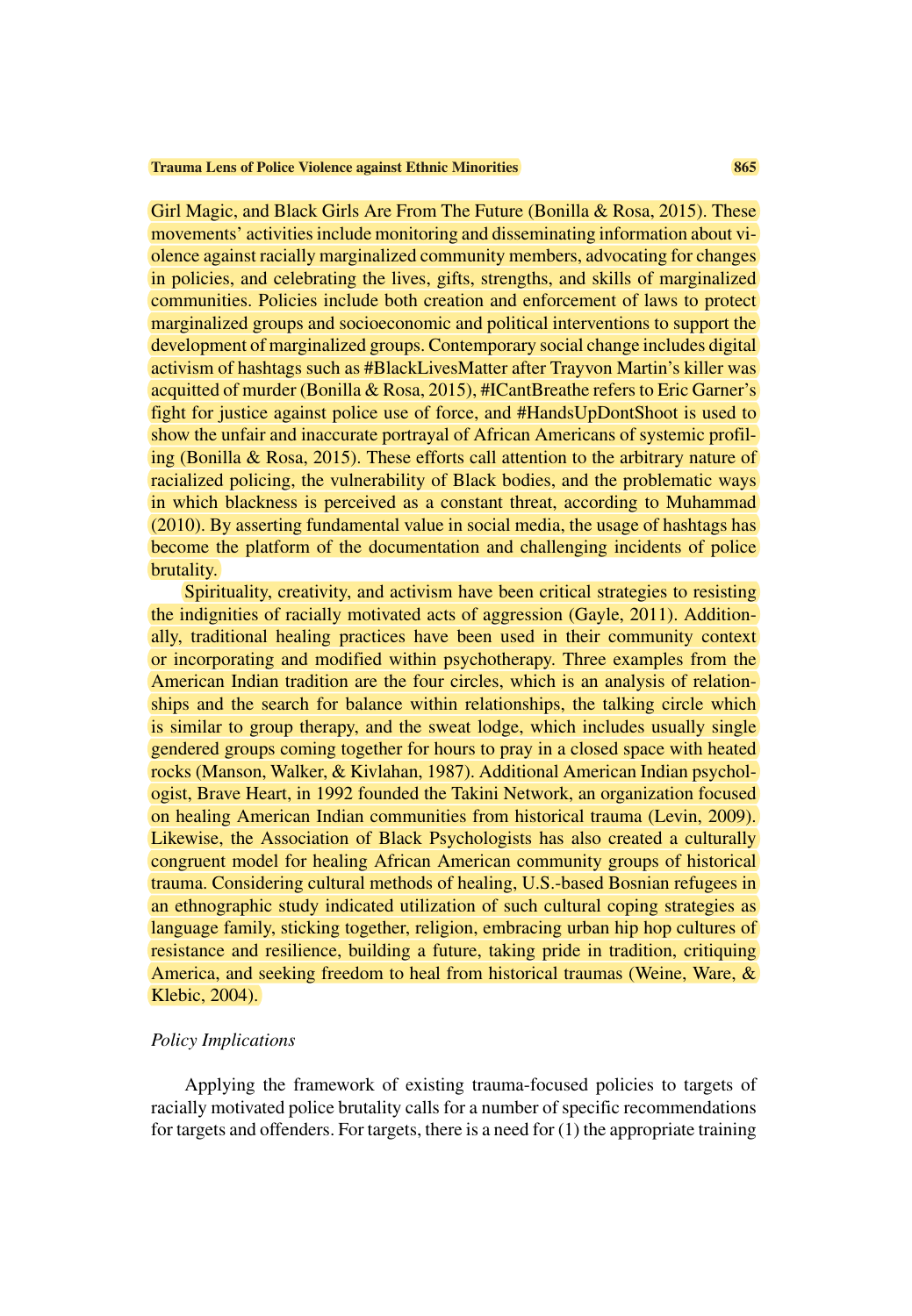Girl Magic, and Black Girls Are From The Future (Bonilla & Rosa, 2015). These movements' activities include monitoring and disseminating information about violence against racially marginalized community members, advocating for changes in policies, and celebrating the lives, gifts, strengths, and skills of marginalized communities. Policies include both creation and enforcement of laws to protect marginalized groups and socioeconomic and political interventions to support the development of marginalized groups. Contemporary social change includes digital activism of hashtags such as #BlackLivesMatter after Trayvon Martin's killer was acquitted of murder (Bonilla & Rosa, 2015), #ICantBreathe refers to Eric Garner's fight for justice against police use of force, and #HandsUpDontShoot is used to show the unfair and inaccurate portrayal of African Americans of systemic profiling (Bonilla & Rosa, 2015). These efforts call attention to the arbitrary nature of racialized policing, the vulnerability of Black bodies, and the problematic ways in which blackness is perceived as a constant threat, according to Muhammad (2010). By asserting fundamental value in social media, the usage of hashtags has become the platform of the documentation and challenging incidents of police brutality.

Spirituality, creativity, and activism have been critical strategies to resisting the indignities of racially motivated acts of aggression (Gayle, 2011). Additionally, traditional healing practices have been used in their community context or incorporating and modified within psychotherapy. Three examples from the American Indian tradition are the four circles, which is an analysis of relationships and the search for balance within relationships, the talking circle which is similar to group therapy, and the sweat lodge, which includes usually single gendered groups coming together for hours to pray in a closed space with heated rocks (Manson, Walker, & Kivlahan, 1987). Additional American Indian psychologist, Brave Heart, in 1992 founded the Takini Network, an organization focused on healing American Indian communities from historical trauma (Levin, 2009). Likewise, the Association of Black Psychologists has also created a culturally congruent model for healing African American community groups of historical trauma. Considering cultural methods of healing, U.S.-based Bosnian refugees in an ethnographic study indicated utilization of such cultural coping strategies as language family, sticking together, religion, embracing urban hip hop cultures of resistance and resilience, building a future, taking pride in tradition, critiquing America, and seeking freedom to heal from historical traumas (Weine, Ware, & Klebic, 2004).

### *Policy Implications*

Applying the framework of existing trauma-focused policies to targets of racially motivated police brutality calls for a number of specific recommendations for targets and offenders. For targets, there is a need for (1) the appropriate training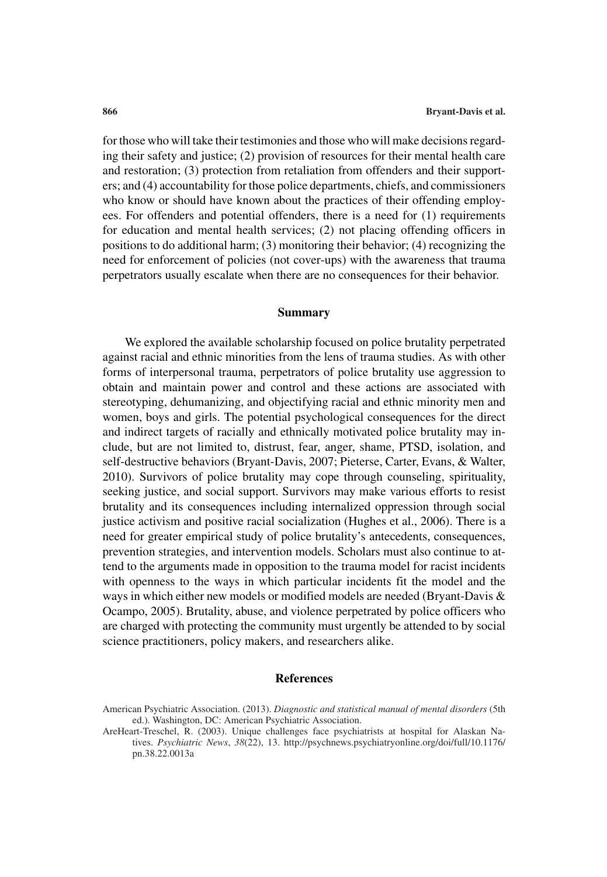for those who will take their testimonies and those who will make decisions regarding their safety and justice; (2) provision of resources for their mental health care and restoration; (3) protection from retaliation from offenders and their supporters; and (4) accountability for those police departments, chiefs, and commissioners who know or should have known about the practices of their offending employees. For offenders and potential offenders, there is a need for (1) requirements for education and mental health services; (2) not placing offending officers in positions to do additional harm; (3) monitoring their behavior; (4) recognizing the need for enforcement of policies (not cover-ups) with the awareness that trauma perpetrators usually escalate when there are no consequences for their behavior.

## Summary

We explored the available scholarship focused on police brutality perpetrated against racial and ethnic minorities from the lens of trauma studies. As with other forms of interpersonal trauma, perpetrators of police brutality use aggression to obtain and maintain power and control and these actions are associated with stereotyping, dehumanizing, and objectifying racial and ethnic minority men and women, boys and girls. The potential psychological consequences for the direct and indirect targets of racially and ethnically motivated police brutality may include, but are not limited to, distrust, fear, anger, shame, PTSD, isolation, and self-destructive behaviors (Bryant-Davis, 2007; Pieterse, Carter, Evans, & Walter, 2010). Survivors of police brutality may cope through counseling, spirituality, seeking justice, and social support. Survivors may make various efforts to resist brutality and its consequences including internalized oppression through social justice activism and positive racial socialization (Hughes et al., 2006). There is a need for greater empirical study of police brutality's antecedents, consequences, prevention strategies, and intervention models. Scholars must also continue to attend to the arguments made in opposition to the trauma model for racist incidents with openness to the ways in which particular incidents fit the model and the ways in which either new models or modified models are needed (Bryant-Davis & Ocampo, 2005). Brutality, abuse, and violence perpetrated by police officers who are charged with protecting the community must urgently be attended to by social science practitioners, policy makers, and researchers alike.

## References

American Psychiatric Association. (2013). *Diagnostic and statistical manual of mental disorders* (5th ed.). Washington, DC: American Psychiatric Association.

AreHeart-Treschel, R. (2003). Unique challenges face psychiatrists at hospital for Alaskan Natives. *Psychiatric News*, *38*(22), 13. http://psychnews.psychiatryonline.org/doi/full/10.1176/pn.38.22.0013a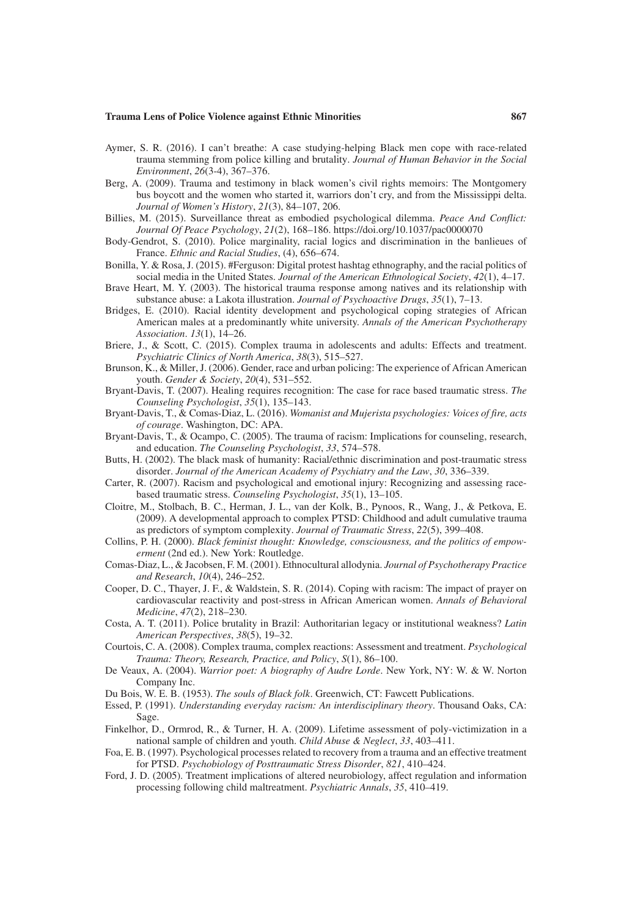Aymer, S. R. (2016). I can't breathe: A case studying-helping Black men cope with race-related trauma stemming from police killing and brutality. *Journal of Human Behavior in the Social Environment*, *26*(3-4), 367–376.

Berg, A. (2009). Trauma and testimony in black women's civil rights memoirs: The Montgomery bus boycott and the women who started it, warriors don't cry, and from the Mississippi delta. *Journal of Women's History*, *21*(3), 84–107, 206.

Billies, M. (2015). Surveillance threat as embodied psychological dilemma. *Peace And Conflict: Journal Of Peace Psychology*, *21*(2), 168–186. https://doi.org/10.1037/pac0000070

Body-Gendrot, S. (2010). Police marginality, racial logics and discrimination in the banlieues of France. *Ethnic and Racial Studies*, (4), 656–674.

Bonilla, Y. & Rosa, J. (2015). #Ferguson: Digital protest hashtag ethnography, and the racial politics of social media in the United States. *Journal of the American Ethnological Society*, *42*(1), 4–17.

Brave Heart, M. Y. (2003). The historical trauma response among natives and its relationship with substance abuse: a Lakota illustration. *Journal of Psychoactive Drugs*, *35*(1), 7–13.

Bridges, E. (2010). Racial identity development and psychological coping strategies of African American males at a predominantly white university. *Annals of the American Psychotherapy Association*. *13*(1), 14–26.

Briere, J., & Scott, C. (2015). Complex trauma in adolescents and adults: Effects and treatment. *Psychiatric Clinics of North America*, *38*(3), 515–527.

Brunson, K., & Miller, J. (2006). Gender, race and urban policing: The experience of African American youth. *Gender & Society*, *20*(4), 531–552.

Bryant-Davis, T. (2007). Healing requires recognition: The case for race based traumatic stress. *The Counseling Psychologist*, *35*(1), 135–143.

Bryant-Davis, T., & Comas-Diaz, L. (2016). *Womanist and Mujerista psychologies: Voices of fire, acts of courage*. Washington, DC: APA.

Bryant-Davis, T., & Ocampo, C. (2005). The trauma of racism: Implications for counseling, research, and education. *The Counseling Psychologist*, *33*, 574–578.

Butts, H. (2002). The black mask of humanity: Racial/ethnic discrimination and post-traumatic stress disorder. *Journal of the American Academy of Psychiatry and the Law*, *30*, 336–339.

Carter, R. (2007). Racism and psychological and emotional injury: Recognizing and assessing race-based traumatic stress. *Counseling Psychologist*, *35*(1), 13–105.

Cloitre, M., Stolbach, B. C., Herman, J. L., van der Kolk, B., Pynoos, R., Wang, J., & Petkova, E. (2009). A developmental approach to complex PTSD: Childhood and adult cumulative trauma as predictors of symptom complexity. *Journal of Traumatic Stress*, *22*(5), 399–408.

Collins, P. H. (2000). *Black feminist thought: Knowledge, consciousness, and the politics of empowerment* (2nd ed.). New York: Routledge.

Comas-Diaz, L., & Jacobsen, F. M. (2001). Ethnocultural allodynia. *Journal of Psychotherapy Practice and Research*, *10*(4), 246–252.

Cooper, D. C., Thayer, J. F., & Waldstein, S. R. (2014). Coping with racism: The impact of prayer on cardiovascular reactivity and post-stress in African American women. *Annals of Behavioral Medicine*, *47*(2), 218–230.

Costa, A. T. (2011). Police brutality in Brazil: Authoritarian legacy or institutional weakness? *Latin American Perspectives*, *38*(5), 19–32.

Courtois, C. A. (2008). Complex trauma, complex reactions: Assessment and treatment. *Psychological Trauma: Theory, Research, Practice, and Policy*, *S*(1), 86–100.

De Veaux, A. (2004). *Warrior poet: A biography of Audre Lorde*. New York, NY: W. & W. Norton Company Inc.

Du Bois, W. E. B. (1953). *The souls of Black folk*. Greenwich, CT: Fawcett Publications.

Essed, P. (1991). *Understanding everyday racism: An interdisciplinary theory*. Thousand Oaks, CA: Sage.

Finkelhor, D., Ormrod, R., & Turner, H. A. (2009). Lifetime assessment of poly-victimization in a national sample of children and youth. *Child Abuse & Neglect*, *33*, 403–411.

Foa, E. B. (1997). Psychological processes related to recovery from a trauma and an effective treatment for PTSD. *Psychobiology of Posttraumatic Stress Disorder*, *821*, 410–424.

Ford, J. D. (2005). Treatment implications of altered neurobiology, affect regulation and information processing following child maltreatment. *Psychiatric Annals*, *35*, 410–419.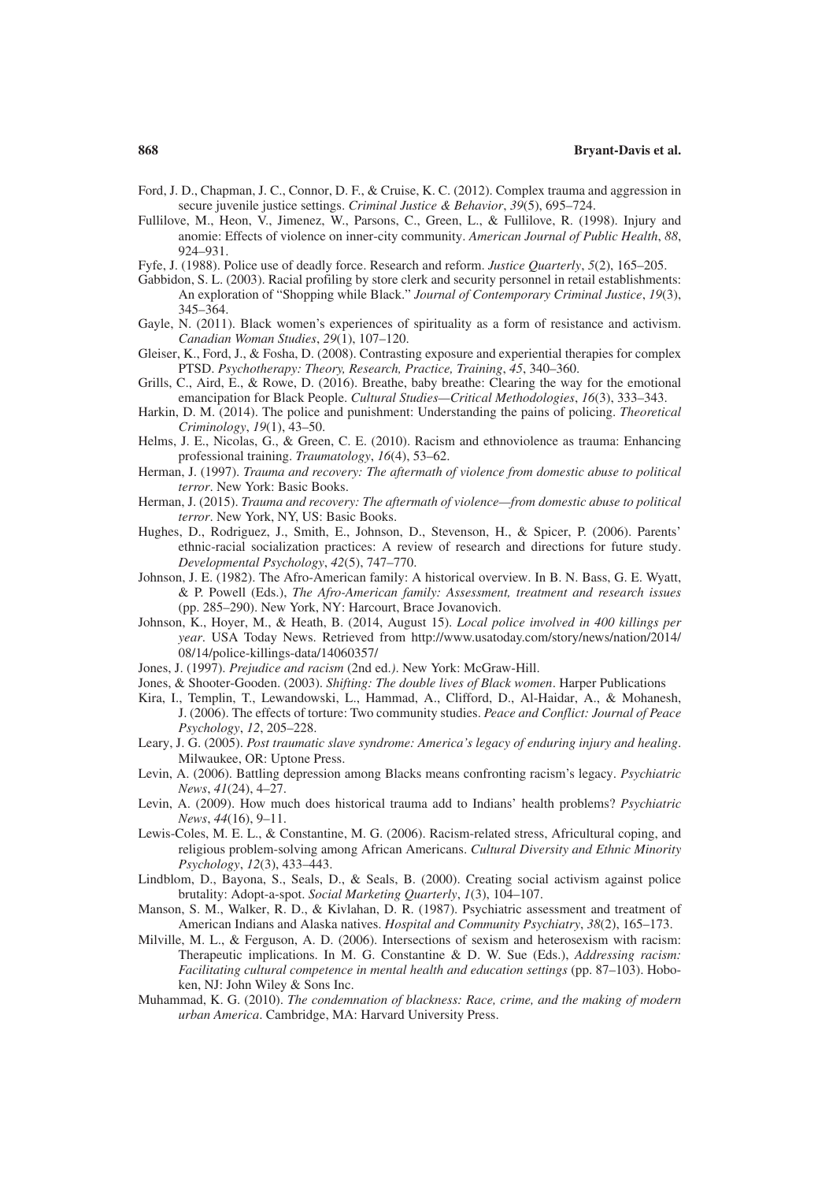Ford, J. D., Chapman, J. C., Connor, D. F., & Cruise, K. C. (2012). Complex trauma and aggression in secure juvenile justice settings. *Criminal Justice & Behavior*, *39*(5), 695–724.

Fullilove, M., Heon, V., Jimenez, W., Parsons, C., Green, L., & Fullilove, R. (1998). Injury and anomie: Effects of violence on inner-city community. *American Journal of Public Health*, *88*, 924–931.

Fyfe, J. (1988). Police use of deadly force. Research and reform. *Justice Quarterly*, *5*(2), 165–205.

Gabbidon, S. L. (2003). Racial profiling by store clerk and security personnel in retail establishments: An exploration of "Shopping while Black." *Journal of Contemporary Criminal Justice*, *19*(3), 345–364.

Gayle, N. (2011). Black women's experiences of spirituality as a form of resistance and activism. *Canadian Woman Studies*, *29*(1), 107–120.

Gleiser, K., Ford, J., & Fosha, D. (2008). Contrasting exposure and experiential therapies for complex PTSD. *Psychotherapy: Theory, Research, Practice, Training*, *45*, 340–360.

Grills, C., Aird, E., & Rowe, D. (2016). Breathe, baby breathe: Clearing the way for the emotional emancipation for Black People. *Cultural Studies—Critical Methodologies*, *16*(3), 333–343.

Harkin, D. M. (2014). The police and punishment: Understanding the pains of policing. *Theoretical Criminology*, *19*(1), 43–50.

Helms, J. E., Nicolas, G., & Green, C. E. (2010). Racism and ethnoviolence as trauma: Enhancing professional training. *Traumatology*, *16*(4), 53–62.

Herman, J. (1997). *Trauma and recovery: The aftermath of violence from domestic abuse to political terror*. New York: Basic Books.

Herman, J. (2015). *Trauma and recovery: The aftermath of violence—from domestic abuse to political terror*. New York, NY, US: Basic Books.

Hughes, D., Rodriguez, J., Smith, E., Johnson, D., Stevenson, H., & Spicer, P. (2006). Parents' ethnic-racial socialization practices: A review of research and directions for future study. *Developmental Psychology*, *42*(5), 747–770.

Johnson, J. E. (1982). The Afro-American family: A historical overview. In B. N. Bass, G. E. Wyatt, & P. Powell (Eds.), *The Afro-American family: Assessment, treatment and research issues* (pp. 285–290). New York, NY: Harcourt, Brace Jovanovich.

Johnson, K., Hoyer, M., & Heath, B. (2014, August 15). *Local police involved in 400 killings per year*. USA Today News. Retrieved from http://www.usatoday.com/story/news/nation/2014/08/14/police-killings-data/14060357/

Jones, J. (1997). *Prejudice and racism* (2nd ed.*)*. New York: McGraw-Hill.

Jones, & Shooter-Gooden. (2003). *Shifting: The double lives of Black women*. Harper Publications

Kira, I., Templin, T., Lewandowski, L., Hammad, A., Clifford, D., Al-Haidar, A., & Mohanesh, J. (2006). The effects of torture: Two community studies. *Peace and Conflict: Journal of Peace Psychology*, *12*, 205–228.

Leary, J. G. (2005). *Post traumatic slave syndrome: America's legacy of enduring injury and healing*. Milwaukee, OR: Uptone Press.

Levin, A. (2006). Battling depression among Blacks means confronting racism's legacy. *Psychiatric News*, *41*(24), 4–27.

Levin, A. (2009). How much does historical trauma add to Indians' health problems? *Psychiatric News*, *44*(16), 9–11.

Lewis-Coles, M. E. L., & Constantine, M. G. (2006). Racism-related stress, Africultural coping, and religious problem-solving among African Americans. *Cultural Diversity and Ethnic Minority Psychology*, *12*(3), 433–443.

Lindblom, D., Bayona, S., Seals, D., & Seals, B. (2000). Creating social activism against police brutality: Adopt-a-spot. *Social Marketing Quarterly*, *1*(3), 104–107.

Manson, S. M., Walker, R. D., & Kivlahan, D. R. (1987). Psychiatric assessment and treatment of American Indians and Alaska natives. *Hospital and Community Psychiatry*, *38*(2), 165–173.

Milville, M. L., & Ferguson, A. D. (2006). Intersections of sexism and heterosexism with racism: Therapeutic implications. In M. G. Constantine & D. W. Sue (Eds.), *Addressing racism: Facilitating cultural competence in mental health and education settings* (pp. 87–103). Hoboken, NJ: John Wiley & Sons Inc.

Muhammad, K. G. (2010). *The condemnation of blackness: Race, crime, and the making of modern urban America*. Cambridge, MA: Harvard University Press.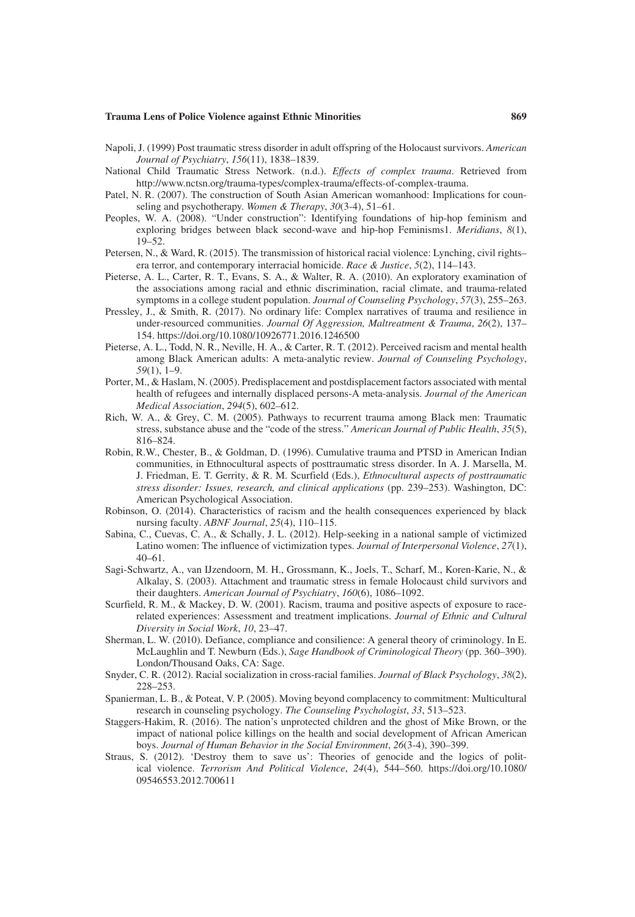Napoli, J. (1999) Post traumatic stress disorder in adult offspring of the Holocaust survivors. *American Journal of Psychiatry*, *156*(11), 1838–1839.

National Child Traumatic Stress Network. (n.d.). *Effects of complex trauma*. Retrieved from http://www.nctsn.org/trauma-types/complex-trauma/effects-of-complex-trauma.

Patel, N. R. (2007). The construction of South Asian American womanhood: Implications for counseling and psychotherapy. *Women & Therapy*, *30*(3-4), 51–61.

Peoples, W. A. (2008). "Under construction": Identifying foundations of hip-hop feminism and exploring bridges between black second-wave and hip-hop Feminisms1. *Meridians*, *8*(1), 19–52.

Petersen, N., & Ward, R. (2015). The transmission of historical racial violence: Lynching, civil rights–era terror, and contemporary interracial homicide. *Race & Justice*, *5*(2), 114–143.

Pieterse, A. L., Carter, R. T., Evans, S. A., & Walter, R. A. (2010). An exploratory examination of the associations among racial and ethnic discrimination, racial climate, and trauma-related symptoms in a college student population. *Journal of Counseling Psychology*, *57*(3), 255–263.

Pressley, J., & Smith, R. (2017). No ordinary life: Complex narratives of trauma and resilience in under-resourced communities. *Journal Of Aggression, Maltreatment & Trauma*, *26*(2), 137–154. https://doi.org/10.1080/10926771.2016.1246500

Pieterse, A. L., Todd, N. R., Neville, H. A., & Carter, R. T. (2012). Perceived racism and mental health among Black American adults: A meta-analytic review. *Journal of Counseling Psychology*, *59*(1), 1–9.

Porter, M., & Haslam, N. (2005). Predisplacement and postdisplacement factors associated with mental health of refugees and internally displaced persons-A meta-analysis. *Journal of the American Medical Association*, *294*(5), 602–612.

Rich, W. A., & Grey, C. M. (2005). Pathways to recurrent trauma among Black men: Traumatic stress, substance abuse and the "code of the stress." *American Journal of Public Health*, *35*(5), 816–824.

Robin, R.W., Chester, B., & Goldman, D. (1996). Cumulative trauma and PTSD in American Indian communities, in Ethnocultural aspects of posttraumatic stress disorder. In A. J. Marsella, M. J. Friedman, E. T. Gerrity, & R. M. Scurfield (Eds.), *Ethnocultural aspects of posttraumatic stress disorder: Issues, research, and clinical applications* (pp. 239–253). Washington, DC: American Psychological Association.

Robinson, O. (2014). Characteristics of racism and the health consequences experienced by black nursing faculty. *ABNF Journal*, *25*(4), 110–115.

Sabina, C., Cuevas, C. A., & Schally, J. L. (2012). Help-seeking in a national sample of victimized Latino women: The influence of victimization types. *Journal of Interpersonal Violence*, *27*(1), 40–61.

Sagi-Schwartz, A., van IJzendoorn, M. H., Grossmann, K., Joels, T., Scharf, M., Koren-Karie, N., & Alkalay, S. (2003). Attachment and traumatic stress in female Holocaust child survivors and their daughters. *American Journal of Psychiatry*, *160*(6), 1086–1092.

Scurfield, R. M., & Mackey, D. W. (2001). Racism, trauma and positive aspects of exposure to race-related experiences: Assessment and treatment implications. *Journal of Ethnic and Cultural Diversity in Social Work*, *10*, 23–47.

Sherman, L. W. (2010). Defiance, compliance and consilience: A general theory of criminology. In E. McLaughlin and T. Newburn (Eds.), *Sage Handbook of Criminological Theory* (pp. 360–390). London/Thousand Oaks, CA: Sage.

Snyder, C. R. (2012). Racial socialization in cross-racial families. *Journal of Black Psychology*, *38*(2), 228–253.

Spanierman, L. B., & Poteat, V. P. (2005). Moving beyond complacency to commitment: Multicultural research in counseling psychology. *The Counseling Psychologist*, *33*, 513–523.

Staggers-Hakim, R. (2016). The nation's unprotected children and the ghost of Mike Brown, or the impact of national police killings on the health and social development of African American boys. *Journal of Human Behavior in the Social Environment*, *26*(3-4), 390–399.

Straus, S. (2012). 'Destroy them to save us': Theories of genocide and the logics of political violence. *Terrorism And Political Violence*, *24*(4), 544–560. https://doi.org/10.1080/09546553.2012.700611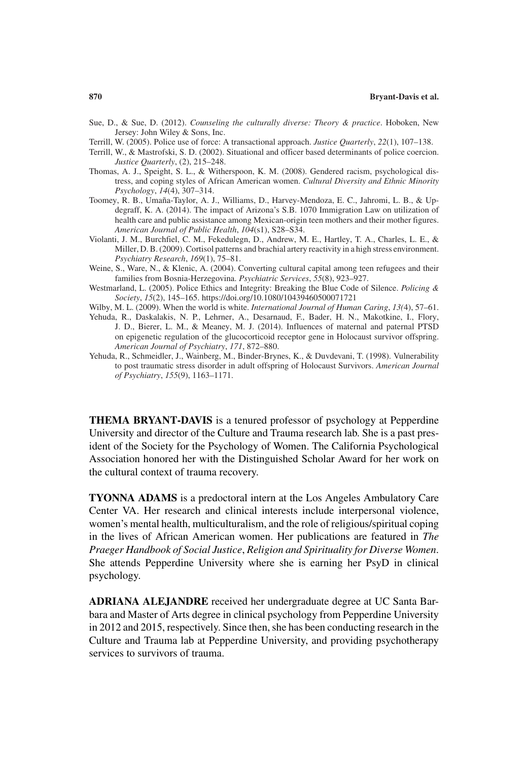Sue, D., & Sue, D. (2012). *Counseling the culturally diverse: Theory & practice*. Hoboken, New Jersey: John Wiley & Sons, Inc.

Terrill, W. (2005). Police use of force: A transactional approach. *Justice Quarterly*, *22*(1), 107–138.

Terrill, W., & Mastrofski, S. D. (2002). Situational and officer based determinants of police coercion. *Justice Quarterly*, (2), 215–248.

Thomas, A. J., Speight, S. L., & Witherspoon, K. M. (2008). Gendered racism, psychological distress, and coping styles of African American women. *Cultural Diversity and Ethnic Minority Psychology*, *14*(4), 307–314.

Toomey, R. B., Umaña-Taylor, A. J., Williams, D., Harvey-Mendoza, E. C., Jahromi, L. B., & Updegraff, K. A. (2014). The impact of Arizona's S.B. 1070 Immigration Law on utilization of health care and public assistance among Mexican-origin teen mothers and their mother figures. *American Journal of Public Health*, *104*(s1), S28–S34.

Violanti, J. M., Burchfiel, C. M., Fekedulegn, D., Andrew, M. E., Hartley, T. A., Charles, L. E., & Miller, D. B. (2009). Cortisol patterns and brachial artery reactivity in a high stress environment. *Psychiatry Research*, *169*(1), 75–81.

Weine, S., Ware, N., & Klenic, A. (2004). Converting cultural capital among teen refugees and their families from Bosnia-Herzegovina. *Psychiatric Services*, *55*(8), 923–927.

Westmarland, L. (2005). Police Ethics and Integrity: Breaking the Blue Code of Silence. *Policing & Society*, *15*(2), 145–165. https://doi.org/10.1080/10439460500071721

Wilby, M. L. (2009). When the world is white. *International Journal of Human Caring*, *13(*4), 57–61.

Yehuda, R., Daskalakis, N. P., Lehrner, A., Desarnaud, F., Bader, H. N., Makotkine, I., Flory, J. D., Bierer, L. M., & Meaney, M. J. (2014). Influences of maternal and paternal PTSD on epigenetic regulation of the glucocorticoid receptor gene in Holocaust survivor offspring. *American Journal of Psychiatry*, *171*, 872–880.

Yehuda, R., Schmeidler, J., Wainberg, M., Binder-Brynes, K., & Duvdevani, T. (1998). Vulnerability to post traumatic stress disorder in adult offspring of Holocaust Survivors. *American Journal of Psychiatry*, *155*(9), 1163–1171.

**THEMA BRYANT-DAVIS** is a tenured professor of psychology at Pepperdine University and director of the Culture and Trauma research lab. She is a past president of the Society for the Psychology of Women. The California Psychological Association honored her with the Distinguished Scholar Award for her work on the cultural context of trauma recovery.

**TYONNA ADAMS** is a predoctoral intern at the Los Angeles Ambulatory Care Center VA. Her research and clinical interests include interpersonal violence, women's mental health, multiculturalism, and the role of religious/spiritual coping in the lives of African American women. Her publications are featured in *The Praeger Handbook of Social Justice*, *Religion and Spirituality for Diverse Women*. She attends Pepperdine University where she is earning her PsyD in clinical psychology.

**ADRIANA ALEJANDRE** received her undergraduate degree at UC Santa Barbara and Master of Arts degree in clinical psychology from Pepperdine University in 2012 and 2015, respectively. Since then, she has been conducting research in the Culture and Trauma lab at Pepperdine University, and providing psychotherapy services to survivors of trauma.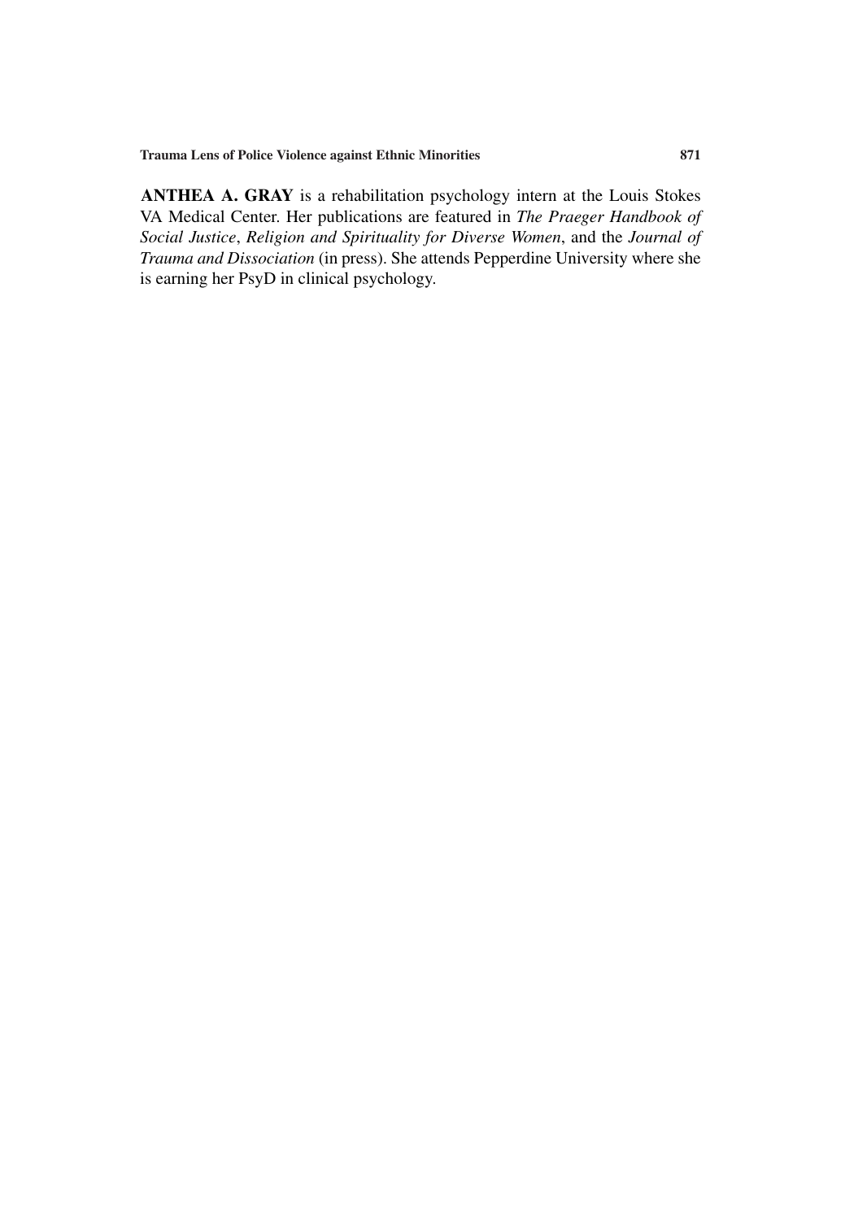**ANTHEA A. GRAY** is a rehabilitation psychology intern at the Louis Stokes VA Medical Center. Her publications are featured in *The Praeger Handbook of Social Justice*, *Religion and Spirituality for Diverse Women*, and the *Journal of Trauma and Dissociation* (in press). She attends Pepperdine University where she is earning her PsyD in clinical psychology.